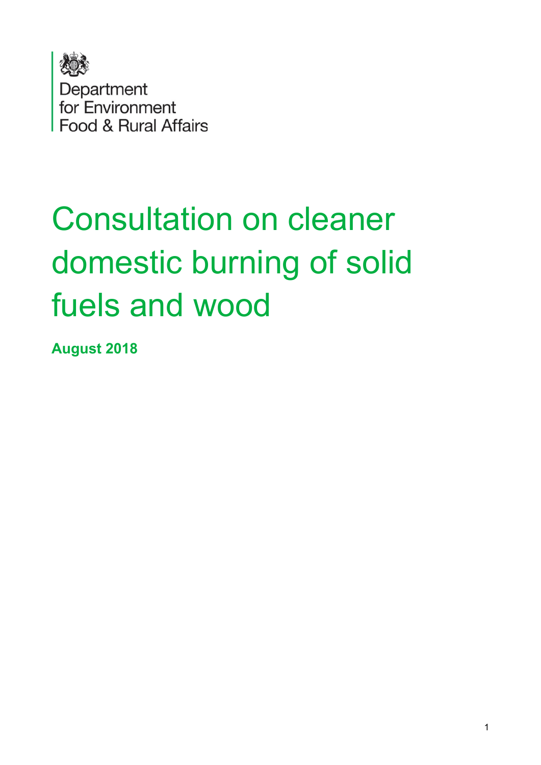Department for Environment Food & Rural Affairs

# Consultation on cleaner domestic burning of solid fuels and wood

**August 2018**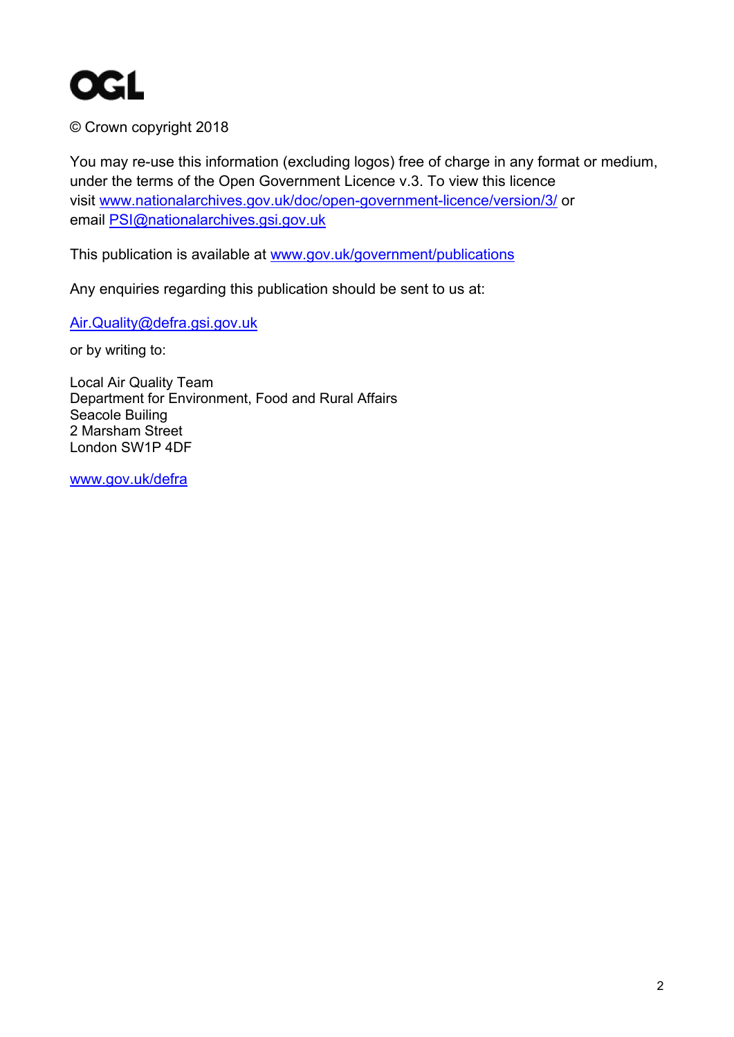OGL

© Crown copyright 2018

You may re-use this information (excluding logos) free of charge in any format or medium, under the terms of the Open Government Licence v.3. To view this licence visit www.nationalarchives.gov.uk/doc/open-government-licence/version/3/ or email PSI@nationalarchives.gsi.gov.uk

This publication is available at www.gov.uk/government/publications

Any enquiries regarding this publication should be sent to us at:

Air.Quality@defra.gsi.gov.uk

or by writing to:

Local Air Quality Team  
Department for Environment, Food and Rural Affairs  
Seacole Builing  
2 Marsham Street  
London SW1P 4DF

www.gov.uk/defra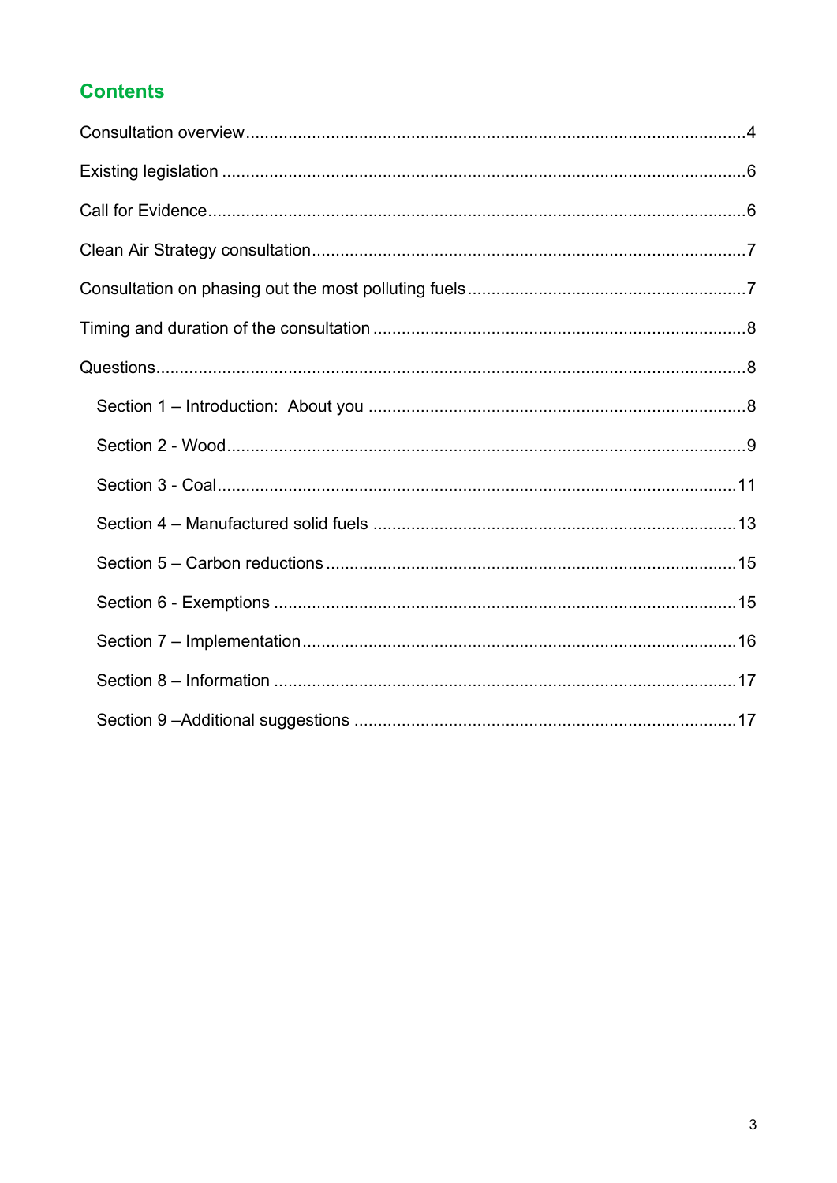## Contents

Consultation overview....................................................................................................4

Existing legislation ........................................................................................................6

Call for Evidence............................................................................................................6

Clean Air Strategy consultation.......................................................................................7

Consultation on phasing out the most polluting fuels.....................................................7

Timing and duration of the consultation .........................................................................8

Questions.......................................................................................................................8

  Section 1 – Introduction:  About you ..........................................................................8

  Section 2 - Wood........................................................................................................9

  Section 3 - Coal........................................................................................................11

  Section 4 – Manufactured solid fuels ........................................................................13

  Section 5 – Carbon reductions ..................................................................................15

  Section 6 - Exemptions .............................................................................................15

  Section 7 – Implementation.......................................................................................16

  Section 8 – Information .............................................................................................17

  Section 9 –Additional suggestions ............................................................................17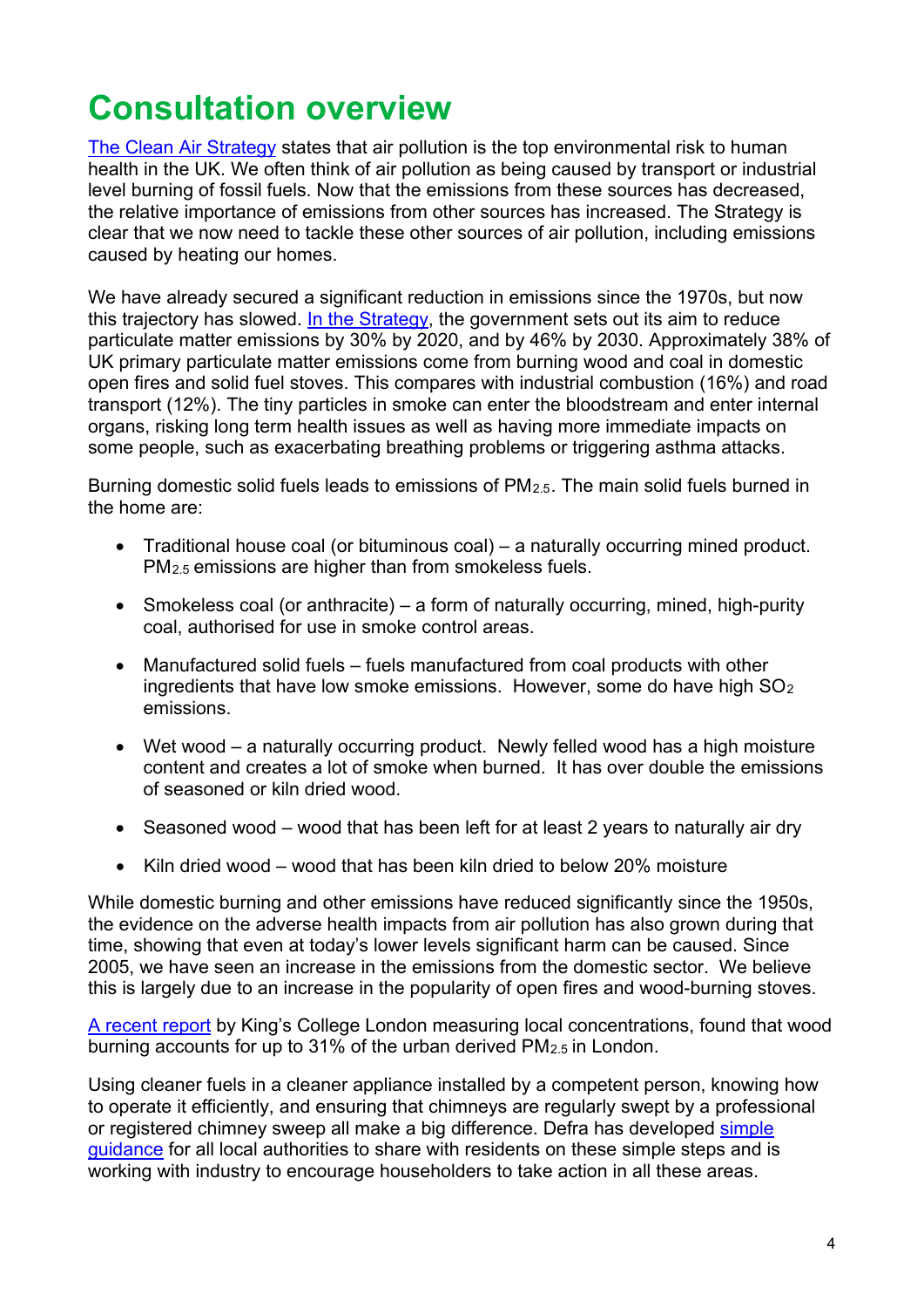# Consultation overview

[The Clean Air Strategy](#) states that air pollution is the top environmental risk to human health in the UK. We often think of air pollution as being caused by transport or industrial level burning of fossil fuels. Now that the emissions from these sources has decreased, the relative importance of emissions from other sources has increased. The Strategy is clear that we now need to tackle these other sources of air pollution, including emissions caused by heating our homes.

We have already secured a significant reduction in emissions since the 1970s, but now this trajectory has slowed. [In the Strategy](#), the government sets out its aim to reduce particulate matter emissions by 30% by 2020, and by 46% by 2030. Approximately 38% of UK primary particulate matter emissions come from burning wood and coal in domestic open fires and solid fuel stoves. This compares with industrial combustion (16%) and road transport (12%). The tiny particles in smoke can enter the bloodstream and enter internal organs, risking long term health issues as well as having more immediate impacts on some people, such as exacerbating breathing problems or triggering asthma attacks.

Burning domestic solid fuels leads to emissions of $PM_{2.5}$. The main solid fuels burned in the home are:

- Traditional house coal (or bituminous coal) – a naturally occurring mined product. $PM_{2.5}$ emissions are higher than from smokeless fuels.
- Smokeless coal (or anthracite) – a form of naturally occurring, mined, high-purity coal, authorised for use in smoke control areas.
- Manufactured solid fuels – fuels manufactured from coal products with other ingredients that have low smoke emissions. However, some do have high $SO_2$ emissions.
- Wet wood – a naturally occurring product. Newly felled wood has a high moisture content and creates a lot of smoke when burned. It has over double the emissions of seasoned or kiln dried wood.
- Seasoned wood – wood that has been left for at least 2 years to naturally air dry
- Kiln dried wood – wood that has been kiln dried to below 20% moisture

While domestic burning and other emissions have reduced significantly since the 1950s, the evidence on the adverse health impacts from air pollution has also grown during that time, showing that even at today's lower levels significant harm can be caused. Since 2005, we have seen an increase in the emissions from the domestic sector. We believe this is largely due to an increase in the popularity of open fires and wood-burning stoves.

[A recent report](#) by King's College London measuring local concentrations, found that wood burning accounts for up to 31% of the urban derived $PM_{2.5}$ in London.

Using cleaner fuels in a cleaner appliance installed by a competent person, knowing how to operate it efficiently, and ensuring that chimneys are regularly swept by a professional or registered chimney sweep all make a big difference. Defra has developed [simple guidance](#) for all local authorities to share with residents on these simple steps and is working with industry to encourage householders to take action in all these areas.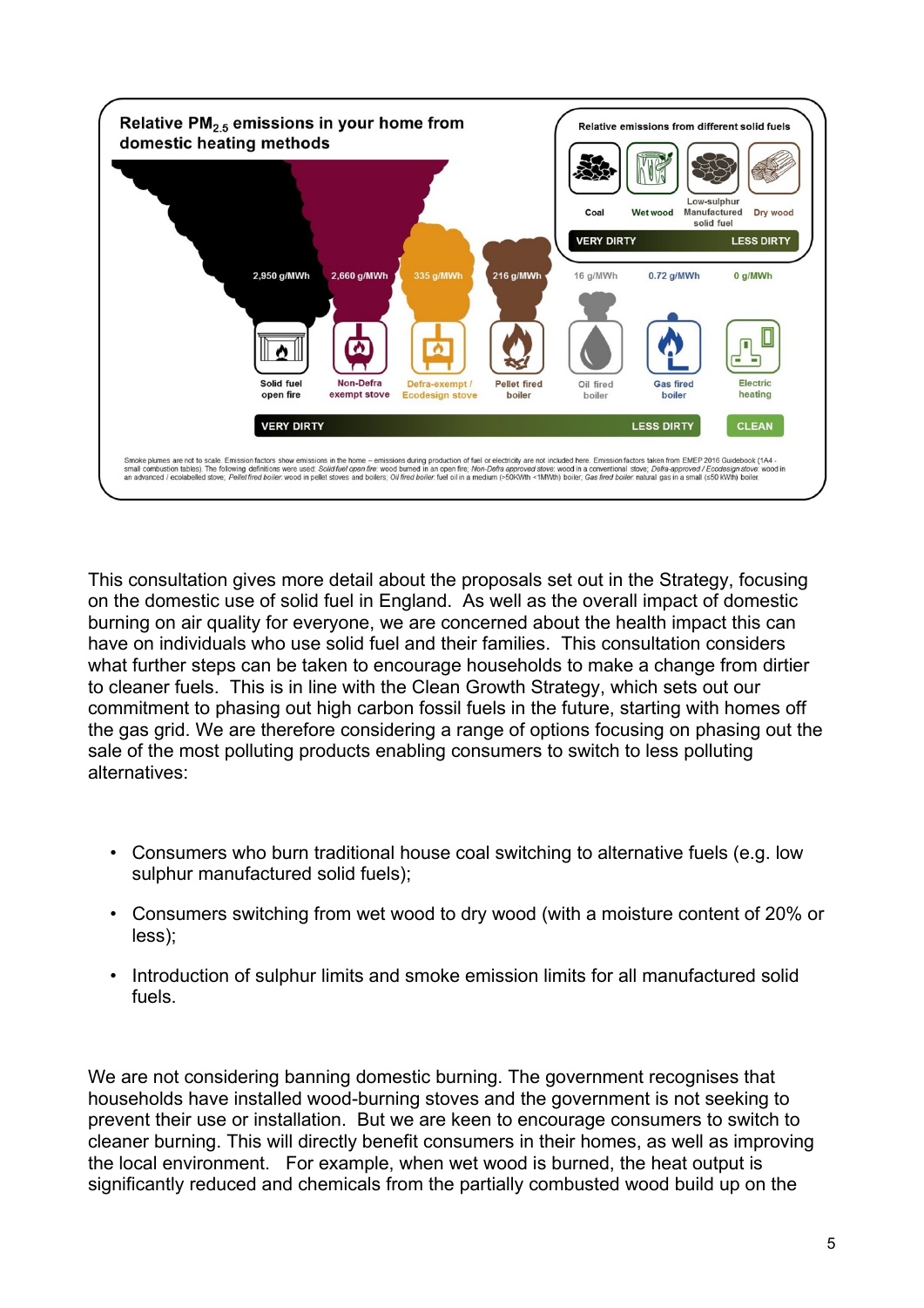**Relative $PM_{2.5}$ emissions in your home from domestic heating methods**

**Relative emissions from different solid fuels**

Coal | Wet wood | Low-sulphur Manufactured solid fuel | Dry wood

VERY DIRTY → LESS DIRTY

| Solid fuel open fire | Non-Defra exempt stove | Defra-exempt / Ecodesign stove | Pellet fired boiler | Oil fired boiler | Gas fired boiler | Electric heating |
|---|---|---|---|---|---|---|
| 2,950 g/MWh | 2,660 g/MWh | 335 g/MWh | 216 g/MWh | 16 g/MWh | 0.72 g/MWh | 0 g/MWh |

VERY DIRTY → LESS DIRTY | CLEAN

Smoke plumes are not to scale. Emission factors show emissions in the home – emissions during production of fuel or electricity are not included here. Emission factors taken from EMEP 2016 Guidebook (1A4 - small combustion tables). The following definitions were used: *Solid fuel open fire*: wood burned in an open fire; *Non-Defra approved stove*: wood in a conventional stove; *Defra-approved / Ecodesign stove*: wood in an advanced / ecolabelled stove; *Pellet fired boiler*: wood in pellet stoves and boilers; *Oil fired boiler*: fuel oil in a medium (>50KWh <1MWth) boiler; *Gas fired boiler*: natural gas in a small (≤50 kWh) boiler.

This consultation gives more detail about the proposals set out in the Strategy, focusing on the domestic use of solid fuel in England. As well as the overall impact of domestic burning on air quality for everyone, we are concerned about the health impact this can have on individuals who use solid fuel and their families. This consultation considers what further steps can be taken to encourage households to make a change from dirtier to cleaner fuels. This is in line with the Clean Growth Strategy, which sets out our commitment to phasing out high carbon fossil fuels in the future, starting with homes off the gas grid. We are therefore considering a range of options focusing on phasing out the sale of the most polluting products enabling consumers to switch to less polluting alternatives:

- Consumers who burn traditional house coal switching to alternative fuels (e.g. low sulphur manufactured solid fuels);
- Consumers switching from wet wood to dry wood (with a moisture content of 20% or less);
- Introduction of sulphur limits and smoke emission limits for all manufactured solid fuels.

We are not considering banning domestic burning. The government recognises that households have installed wood-burning stoves and the government is not seeking to prevent their use or installation. But we are keen to encourage consumers to switch to cleaner burning. This will directly benefit consumers in their homes, as well as improving the local environment. For example, when wet wood is burned, the heat output is significantly reduced and chemicals from the partially combusted wood build up on the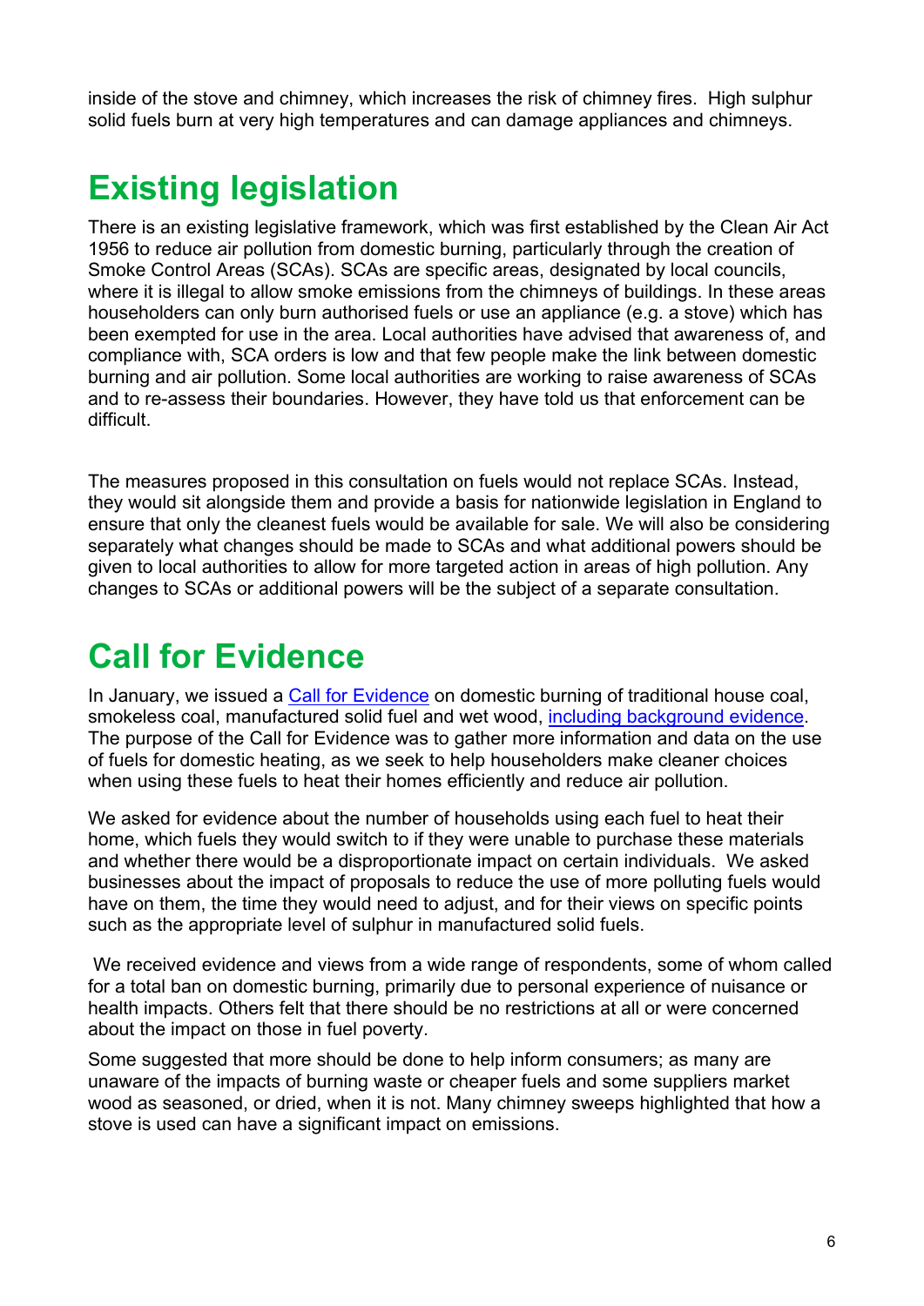inside of the stove and chimney, which increases the risk of chimney fires. High sulphur solid fuels burn at very high temperatures and can damage appliances and chimneys.

# Existing legislation

There is an existing legislative framework, which was first established by the Clean Air Act 1956 to reduce air pollution from domestic burning, particularly through the creation of Smoke Control Areas (SCAs). SCAs are specific areas, designated by local councils, where it is illegal to allow smoke emissions from the chimneys of buildings. In these areas householders can only burn authorised fuels or use an appliance (e.g. a stove) which has been exempted for use in the area. Local authorities have advised that awareness of, and compliance with, SCA orders is low and that few people make the link between domestic burning and air pollution. Some local authorities are working to raise awareness of SCAs and to re-assess their boundaries. However, they have told us that enforcement can be difficult.

The measures proposed in this consultation on fuels would not replace SCAs. Instead, they would sit alongside them and provide a basis for nationwide legislation in England to ensure that only the cleanest fuels would be available for sale. We will also be considering separately what changes should be made to SCAs and what additional powers should be given to local authorities to allow for more targeted action in areas of high pollution. Any changes to SCAs or additional powers will be the subject of a separate consultation.

# Call for Evidence

In January, we issued a Call for Evidence on domestic burning of traditional house coal, smokeless coal, manufactured solid fuel and wet wood, including background evidence. The purpose of the Call for Evidence was to gather more information and data on the use of fuels for domestic heating, as we seek to help householders make cleaner choices when using these fuels to heat their homes efficiently and reduce air pollution.

We asked for evidence about the number of households using each fuel to heat their home, which fuels they would switch to if they were unable to purchase these materials and whether there would be a disproportionate impact on certain individuals. We asked businesses about the impact of proposals to reduce the use of more polluting fuels would have on them, the time they would need to adjust, and for their views on specific points such as the appropriate level of sulphur in manufactured solid fuels.

We received evidence and views from a wide range of respondents, some of whom called for a total ban on domestic burning, primarily due to personal experience of nuisance or health impacts. Others felt that there should be no restrictions at all or were concerned about the impact on those in fuel poverty.

Some suggested that more should be done to help inform consumers; as many are unaware of the impacts of burning waste or cheaper fuels and some suppliers market wood as seasoned, or dried, when it is not. Many chimney sweeps highlighted that how a stove is used can have a significant impact on emissions.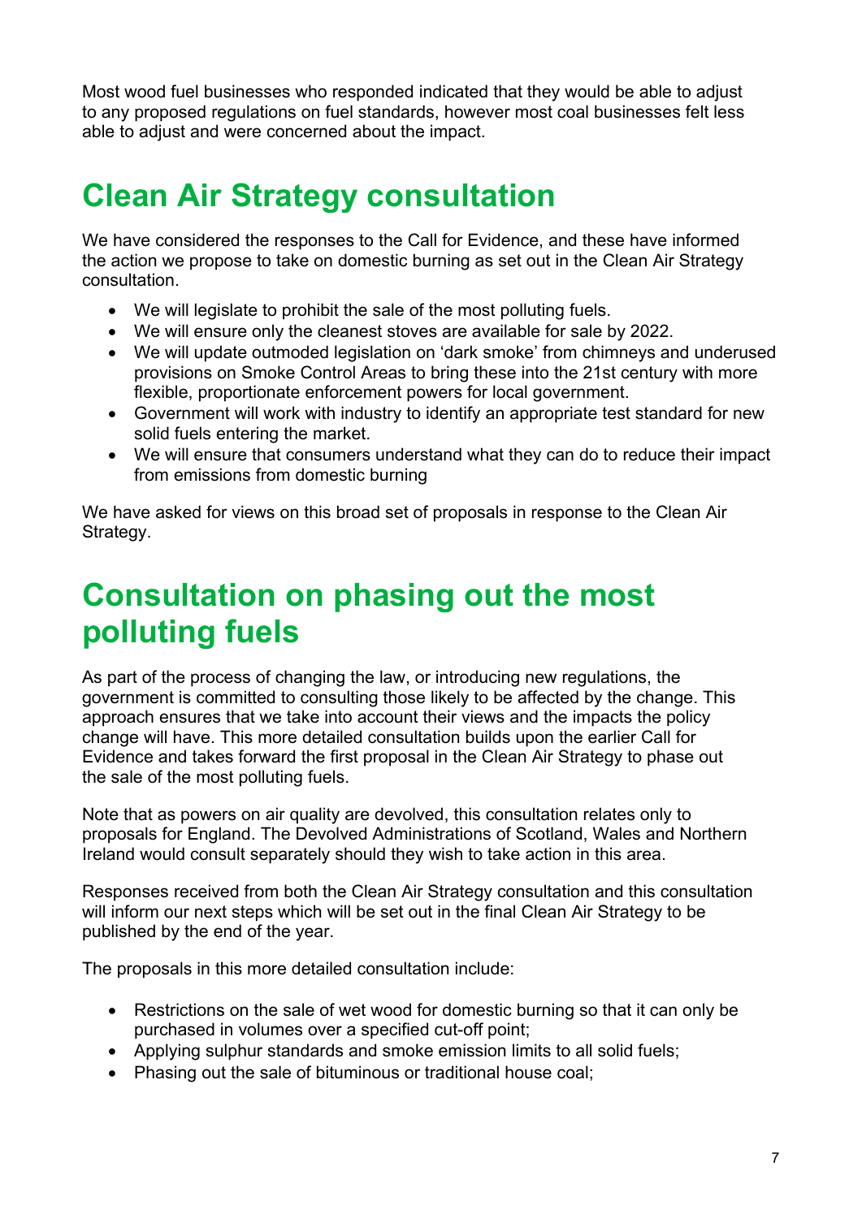Most wood fuel businesses who responded indicated that they would be able to adjust to any proposed regulations on fuel standards, however most coal businesses felt less able to adjust and were concerned about the impact.

# Clean Air Strategy consultation

We have considered the responses to the Call for Evidence, and these have informed the action we propose to take on domestic burning as set out in the Clean Air Strategy consultation.

- We will legislate to prohibit the sale of the most polluting fuels.
- We will ensure only the cleanest stoves are available for sale by 2022.
- We will update outmoded legislation on 'dark smoke' from chimneys and underused provisions on Smoke Control Areas to bring these into the 21st century with more flexible, proportionate enforcement powers for local government.
- Government will work with industry to identify an appropriate test standard for new solid fuels entering the market.
- We will ensure that consumers understand what they can do to reduce their impact from emissions from domestic burning

We have asked for views on this broad set of proposals in response to the Clean Air Strategy.

# Consultation on phasing out the most polluting fuels

As part of the process of changing the law, or introducing new regulations, the government is committed to consulting those likely to be affected by the change. This approach ensures that we take into account their views and the impacts the policy change will have. This more detailed consultation builds upon the earlier Call for Evidence and takes forward the first proposal in the Clean Air Strategy to phase out the sale of the most polluting fuels.

Note that as powers on air quality are devolved, this consultation relates only to proposals for England. The Devolved Administrations of Scotland, Wales and Northern Ireland would consult separately should they wish to take action in this area.

Responses received from both the Clean Air Strategy consultation and this consultation will inform our next steps which will be set out in the final Clean Air Strategy to be published by the end of the year.

The proposals in this more detailed consultation include:

- Restrictions on the sale of wet wood for domestic burning so that it can only be purchased in volumes over a specified cut-off point;
- Applying sulphur standards and smoke emission limits to all solid fuels;
- Phasing out the sale of bituminous or traditional house coal;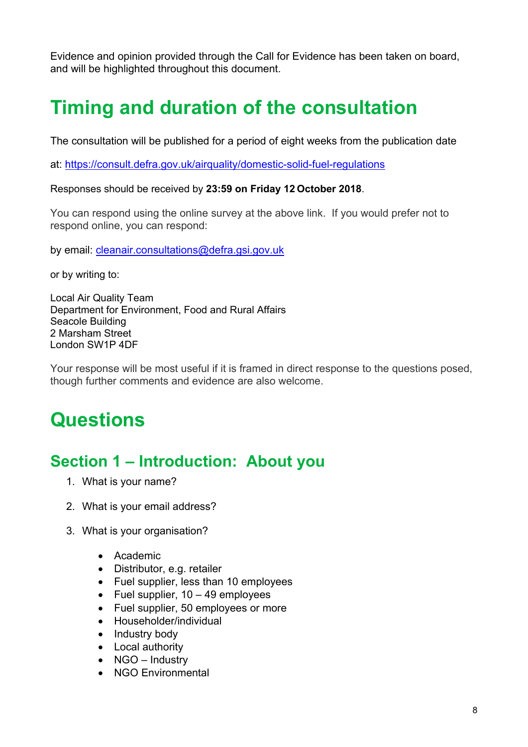Evidence and opinion provided through the Call for Evidence has been taken on board, and will be highlighted throughout this document.

# Timing and duration of the consultation

The consultation will be published for a period of eight weeks from the publication date

at: https://consult.defra.gov.uk/airquality/domestic-solid-fuel-regulations

Responses should be received by **23:59 on Friday 12 October 2018**.

You can respond using the online survey at the above link. If you would prefer not to respond online, you can respond:

by email: cleanair.consultations@defra.gsi.gov.uk

or by writing to:

Local Air Quality Team
Department for Environment, Food and Rural Affairs
Seacole Building
2 Marsham Street
London SW1P 4DF

Your response will be most useful if it is framed in direct response to the questions posed, though further comments and evidence are also welcome.

# Questions

## Section 1 – Introduction: About you

1. What is your name?

2. What is your email address?

3. What is your organisation?

    - Academic
    - Distributor, e.g. retailer
    - Fuel supplier, less than 10 employees
    - Fuel supplier, 10 – 49 employees
    - Fuel supplier, 50 employees or more
    - Householder/individual
    - Industry body
    - Local authority
    - NGO – Industry
    - NGO Environmental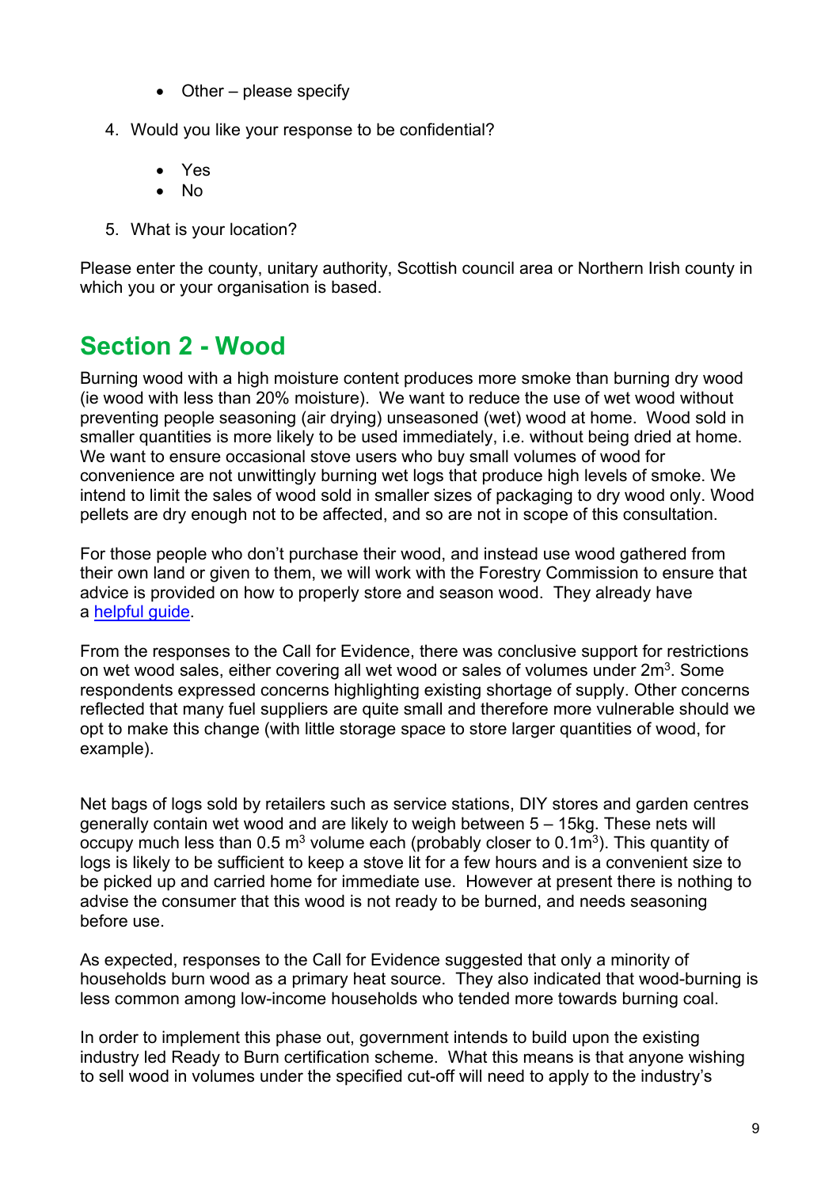- Other – please specify

4. Would you like your response to be confidential?

   - Yes
   - No

5. What is your location?

Please enter the county, unitary authority, Scottish council area or Northern Irish county in which you or your organisation is based.

## Section 2 - Wood

Burning wood with a high moisture content produces more smoke than burning dry wood (ie wood with less than 20% moisture). We want to reduce the use of wet wood without preventing people seasoning (air drying) unseasoned (wet) wood at home. Wood sold in smaller quantities is more likely to be used immediately, i.e. without being dried at home. We want to ensure occasional stove users who buy small volumes of wood for convenience are not unwittingly burning wet logs that produce high levels of smoke. We intend to limit the sales of wood sold in smaller sizes of packaging to dry wood only. Wood pellets are dry enough not to be affected, and so are not in scope of this consultation.

For those people who don't purchase their wood, and instead use wood gathered from their own land or given to them, we will work with the Forestry Commission to ensure that advice is provided on how to properly store and season wood. They already have a helpful guide.

From the responses to the Call for Evidence, there was conclusive support for restrictions on wet wood sales, either covering all wet wood or sales of volumes under $2m^3$. Some respondents expressed concerns highlighting existing shortage of supply. Other concerns reflected that many fuel suppliers are quite small and therefore more vulnerable should we opt to make this change (with little storage space to store larger quantities of wood, for example).

Net bags of logs sold by retailers such as service stations, DIY stores and garden centres generally contain wet wood and are likely to weigh between 5 – 15kg. These nets will occupy much less than 0.5 $m^3$ volume each (probably closer to $0.1m^3$). This quantity of logs is likely to be sufficient to keep a stove lit for a few hours and is a convenient size to be picked up and carried home for immediate use. However at present there is nothing to advise the consumer that this wood is not ready to be burned, and needs seasoning before use.

As expected, responses to the Call for Evidence suggested that only a minority of households burn wood as a primary heat source. They also indicated that wood-burning is less common among low-income households who tended more towards burning coal.

In order to implement this phase out, government intends to build upon the existing industry led Ready to Burn certification scheme. What this means is that anyone wishing to sell wood in volumes under the specified cut-off will need to apply to the industry's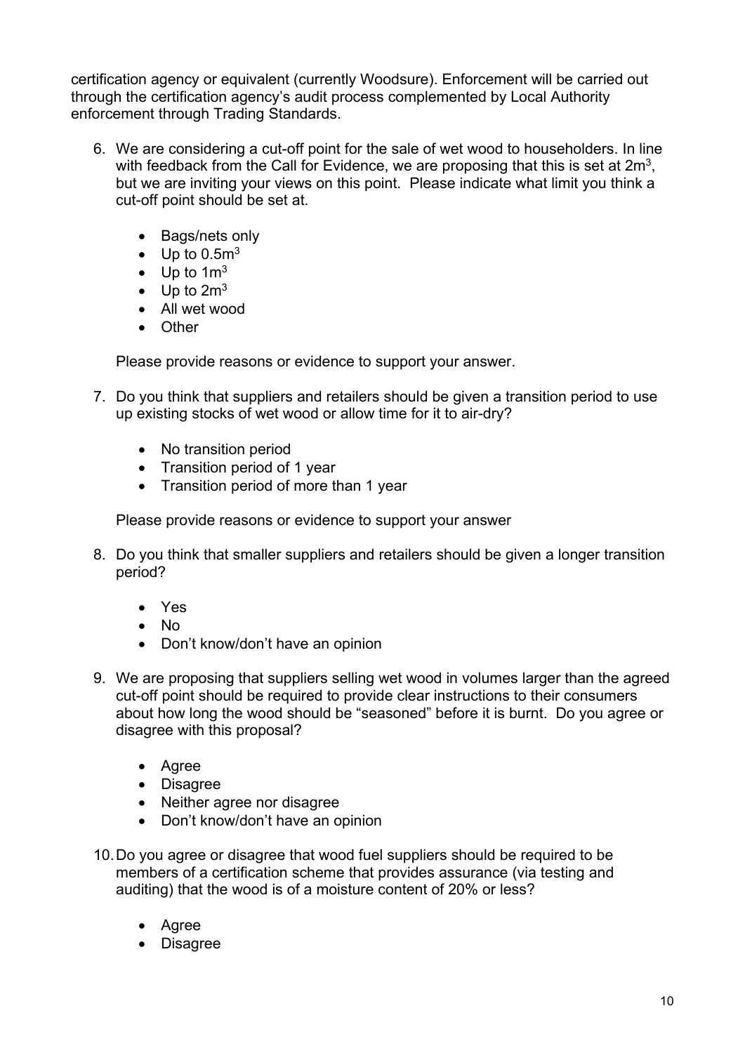certification agency or equivalent (currently Woodsure). Enforcement will be carried out through the certification agency's audit process complemented by Local Authority enforcement through Trading Standards.

6. We are considering a cut-off point for the sale of wet wood to householders. In line with feedback from the Call for Evidence, we are proposing that this is set at $2m^3$, but we are inviting your views on this point. Please indicate what limit you think a cut-off point should be set at.

    - Bags/nets only
    - Up to $0.5m^3$
    - Up to $1m^3$
    - Up to $2m^3$
    - All wet wood
    - Other

    Please provide reasons or evidence to support your answer.

7. Do you think that suppliers and retailers should be given a transition period to use up existing stocks of wet wood or allow time for it to air-dry?

    - No transition period
    - Transition period of 1 year
    - Transition period of more than 1 year

    Please provide reasons or evidence to support your answer

8. Do you think that smaller suppliers and retailers should be given a longer transition period?

    - Yes
    - No
    - Don't know/don't have an opinion

9. We are proposing that suppliers selling wet wood in volumes larger than the agreed cut-off point should be required to provide clear instructions to their consumers about how long the wood should be "seasoned" before it is burnt. Do you agree or disagree with this proposal?

    - Agree
    - Disagree
    - Neither agree nor disagree
    - Don't know/don't have an opinion

10. Do you agree or disagree that wood fuel suppliers should be required to be members of a certification scheme that provides assurance (via testing and auditing) that the wood is of a moisture content of 20% or less?

    - Agree
    - Disagree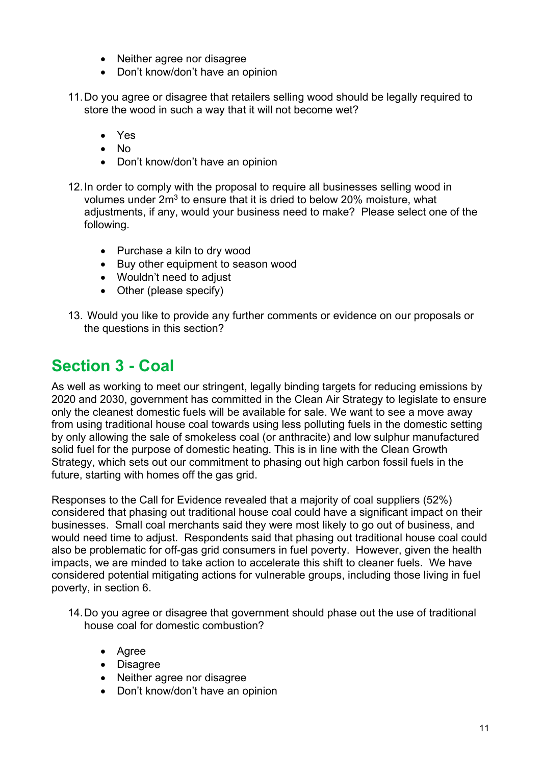- Neither agree nor disagree
- Don't know/don't have an opinion

11. Do you agree or disagree that retailers selling wood should be legally required to store the wood in such a way that it will not become wet?

    - Yes
    - No
    - Don't know/don't have an opinion

12. In order to comply with the proposal to require all businesses selling wood in volumes under $2m^3$ to ensure that it is dried to below 20% moisture, what adjustments, if any, would your business need to make? Please select one of the following.

    - Purchase a kiln to dry wood
    - Buy other equipment to season wood
    - Wouldn't need to adjust
    - Other (please specify)

13. Would you like to provide any further comments or evidence on our proposals or the questions in this section?

## Section 3 - Coal

As well as working to meet our stringent, legally binding targets for reducing emissions by 2020 and 2030, government has committed in the Clean Air Strategy to legislate to ensure only the cleanest domestic fuels will be available for sale. We want to see a move away from using traditional house coal towards using less polluting fuels in the domestic setting by only allowing the sale of smokeless coal (or anthracite) and low sulphur manufactured solid fuel for the purpose of domestic heating. This is in line with the Clean Growth Strategy, which sets out our commitment to phasing out high carbon fossil fuels in the future, starting with homes off the gas grid.

Responses to the Call for Evidence revealed that a majority of coal suppliers (52%) considered that phasing out traditional house coal could have a significant impact on their businesses. Small coal merchants said they were most likely to go out of business, and would need time to adjust. Respondents said that phasing out traditional house coal could also be problematic for off-gas grid consumers in fuel poverty. However, given the health impacts, we are minded to take action to accelerate this shift to cleaner fuels. We have considered potential mitigating actions for vulnerable groups, including those living in fuel poverty, in section 6.

14. Do you agree or disagree that government should phase out the use of traditional house coal for domestic combustion?

    - Agree
    - Disagree
    - Neither agree nor disagree
    - Don't know/don't have an opinion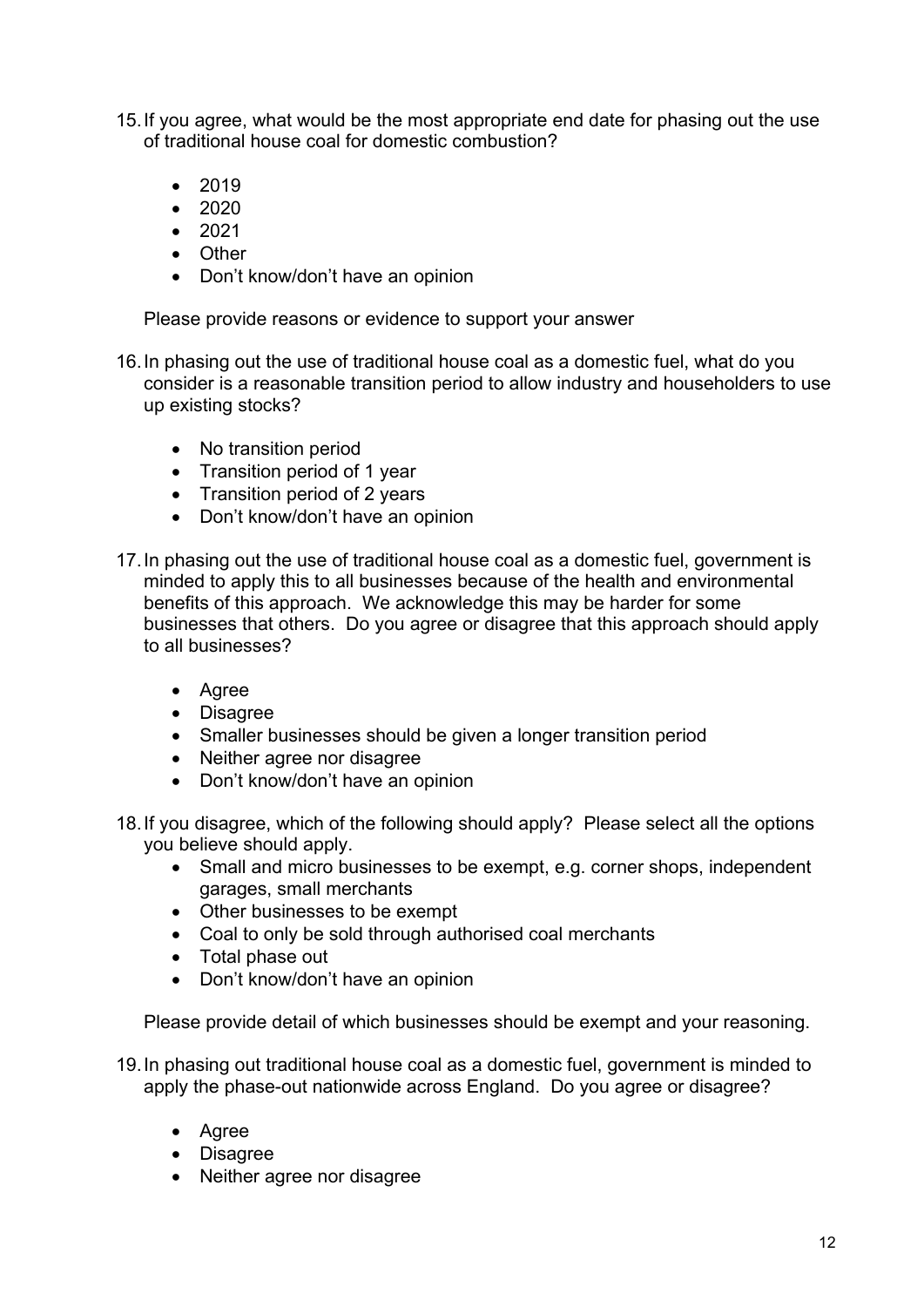15. If you agree, what would be the most appropriate end date for phasing out the use of traditional house coal for domestic combustion?

    - 2019
    - 2020
    - 2021
    - Other
    - Don't know/don't have an opinion

    Please provide reasons or evidence to support your answer

16. In phasing out the use of traditional house coal as a domestic fuel, what do you consider is a reasonable transition period to allow industry and householders to use up existing stocks?

    - No transition period
    - Transition period of 1 year
    - Transition period of 2 years
    - Don't know/don't have an opinion

17. In phasing out the use of traditional house coal as a domestic fuel, government is minded to apply this to all businesses because of the health and environmental benefits of this approach. We acknowledge this may be harder for some businesses that others. Do you agree or disagree that this approach should apply to all businesses?

    - Agree
    - Disagree
    - Smaller businesses should be given a longer transition period
    - Neither agree nor disagree
    - Don't know/don't have an opinion

18. If you disagree, which of the following should apply? Please select all the options you believe should apply.
    - Small and micro businesses to be exempt, e.g. corner shops, independent garages, small merchants
    - Other businesses to be exempt
    - Coal to only be sold through authorised coal merchants
    - Total phase out
    - Don't know/don't have an opinion

    Please provide detail of which businesses should be exempt and your reasoning.

19. In phasing out traditional house coal as a domestic fuel, government is minded to apply the phase-out nationwide across England. Do you agree or disagree?

    - Agree
    - Disagree
    - Neither agree nor disagree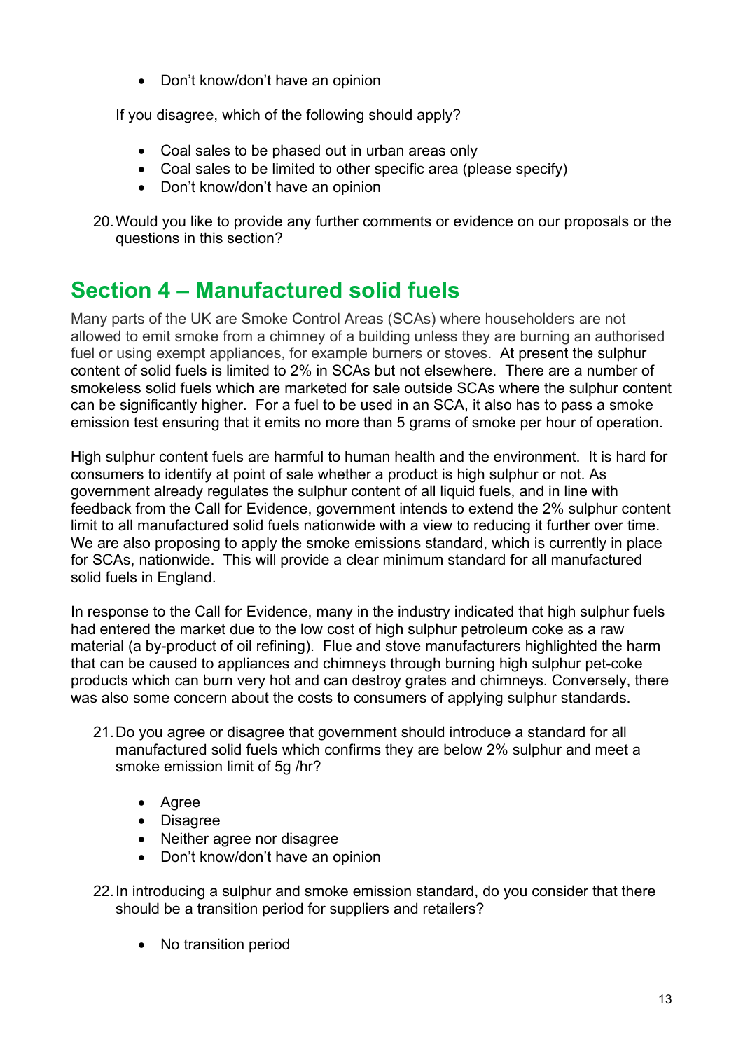- Don’t know/don’t have an opinion

If you disagree, which of the following should apply?

- Coal sales to be phased out in urban areas only
- Coal sales to be limited to other specific area (please specify)
- Don’t know/don’t have an opinion

20. Would you like to provide any further comments or evidence on our proposals or the questions in this section?

## Section 4 – Manufactured solid fuels

Many parts of the UK are Smoke Control Areas (SCAs) where householders are not allowed to emit smoke from a chimney of a building unless they are burning an authorised fuel or using exempt appliances, for example burners or stoves. At present the sulphur content of solid fuels is limited to 2% in SCAs but not elsewhere. There are a number of smokeless solid fuels which are marketed for sale outside SCAs where the sulphur content can be significantly higher. For a fuel to be used in an SCA, it also has to pass a smoke emission test ensuring that it emits no more than 5 grams of smoke per hour of operation.

High sulphur content fuels are harmful to human health and the environment. It is hard for consumers to identify at point of sale whether a product is high sulphur or not. As government already regulates the sulphur content of all liquid fuels, and in line with feedback from the Call for Evidence, government intends to extend the 2% sulphur content limit to all manufactured solid fuels nationwide with a view to reducing it further over time. We are also proposing to apply the smoke emissions standard, which is currently in place for SCAs, nationwide. This will provide a clear minimum standard for all manufactured solid fuels in England.

In response to the Call for Evidence, many in the industry indicated that high sulphur fuels had entered the market due to the low cost of high sulphur petroleum coke as a raw material (a by-product of oil refining). Flue and stove manufacturers highlighted the harm that can be caused to appliances and chimneys through burning high sulphur pet-coke products which can burn very hot and can destroy grates and chimneys. Conversely, there was also some concern about the costs to consumers of applying sulphur standards.

21. Do you agree or disagree that government should introduce a standard for all manufactured solid fuels which confirms they are below 2% sulphur and meet a smoke emission limit of 5g /hr?

    - Agree
    - Disagree
    - Neither agree nor disagree
    - Don’t know/don’t have an opinion

22. In introducing a sulphur and smoke emission standard, do you consider that there should be a transition period for suppliers and retailers?

    - No transition period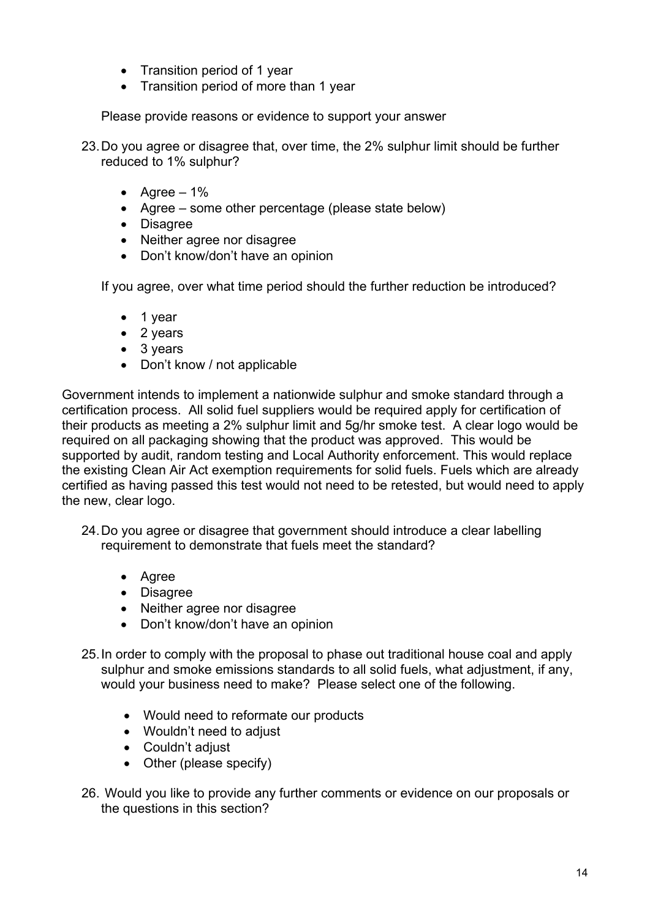- Transition period of 1 year
- Transition period of more than 1 year

Please provide reasons or evidence to support your answer

23. Do you agree or disagree that, over time, the 2% sulphur limit should be further reduced to 1% sulphur?

    - Agree – 1%
    - Agree – some other percentage (please state below)
    - Disagree
    - Neither agree nor disagree
    - Don't know/don't have an opinion

    If you agree, over what time period should the further reduction be introduced?

    - 1 year
    - 2 years
    - 3 years
    - Don't know / not applicable

Government intends to implement a nationwide sulphur and smoke standard through a certification process. All solid fuel suppliers would be required apply for certification of their products as meeting a 2% sulphur limit and 5g/hr smoke test. A clear logo would be required on all packaging showing that the product was approved. This would be supported by audit, random testing and Local Authority enforcement. This would replace the existing Clean Air Act exemption requirements for solid fuels. Fuels which are already certified as having passed this test would not need to be retested, but would need to apply the new, clear logo.

24. Do you agree or disagree that government should introduce a clear labelling requirement to demonstrate that fuels meet the standard?

    - Agree
    - Disagree
    - Neither agree nor disagree
    - Don't know/don't have an opinion

25. In order to comply with the proposal to phase out traditional house coal and apply sulphur and smoke emissions standards to all solid fuels, what adjustment, if any, would your business need to make? Please select one of the following.

    - Would need to reformate our products
    - Wouldn't need to adjust
    - Couldn't adjust
    - Other (please specify)

26. Would you like to provide any further comments or evidence on our proposals or the questions in this section?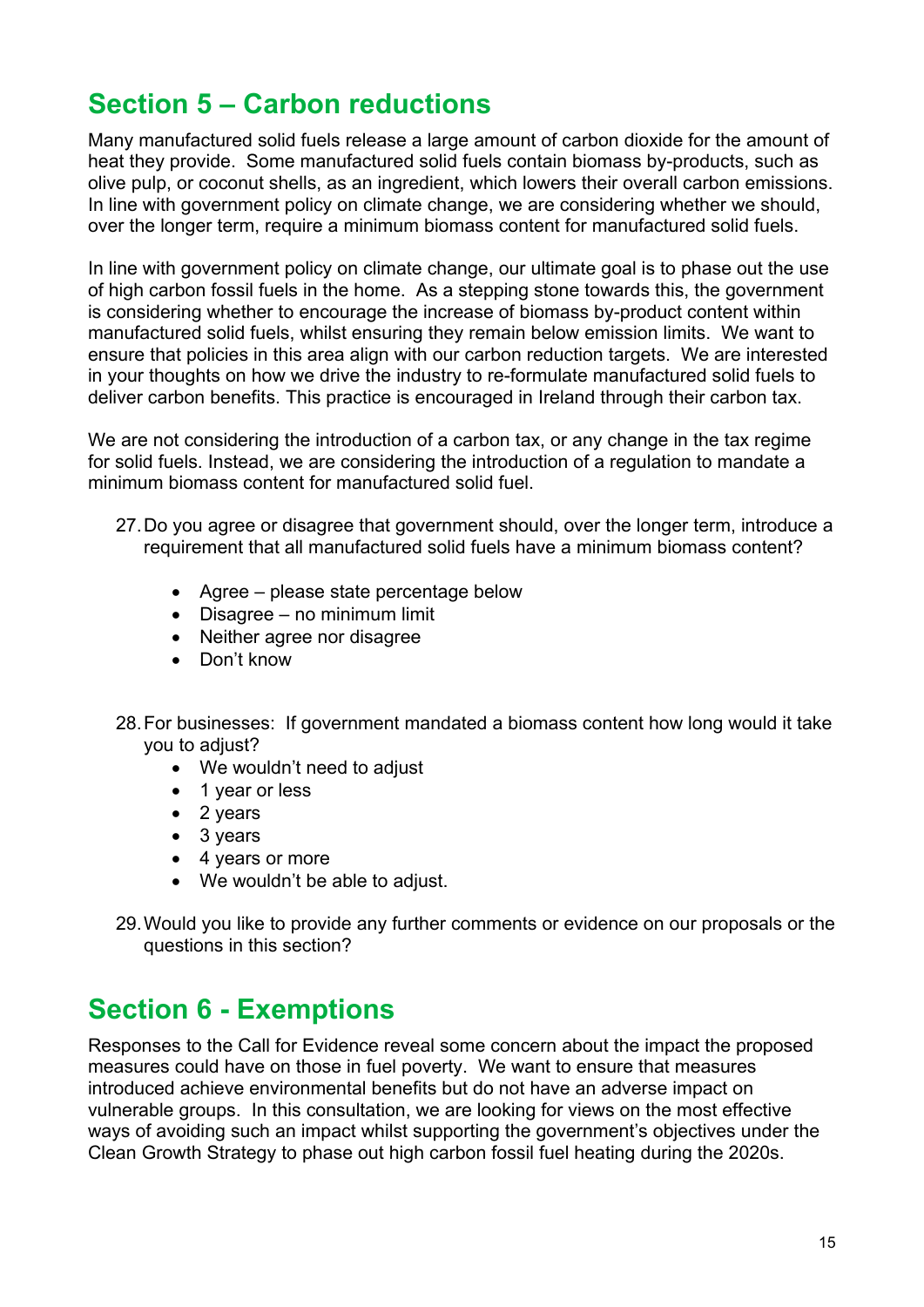## Section 5 – Carbon reductions

Many manufactured solid fuels release a large amount of carbon dioxide for the amount of heat they provide. Some manufactured solid fuels contain biomass by-products, such as olive pulp, or coconut shells, as an ingredient, which lowers their overall carbon emissions. In line with government policy on climate change, we are considering whether we should, over the longer term, require a minimum biomass content for manufactured solid fuels.

In line with government policy on climate change, our ultimate goal is to phase out the use of high carbon fossil fuels in the home. As a stepping stone towards this, the government is considering whether to encourage the increase of biomass by-product content within manufactured solid fuels, whilst ensuring they remain below emission limits. We want to ensure that policies in this area align with our carbon reduction targets. We are interested in your thoughts on how we drive the industry to re-formulate manufactured solid fuels to deliver carbon benefits. This practice is encouraged in Ireland through their carbon tax.

We are not considering the introduction of a carbon tax, or any change in the tax regime for solid fuels. Instead, we are considering the introduction of a regulation to mandate a minimum biomass content for manufactured solid fuel.

27. Do you agree or disagree that government should, over the longer term, introduce a requirement that all manufactured solid fuels have a minimum biomass content?

    - Agree – please state percentage below
    - Disagree – no minimum limit
    - Neither agree nor disagree
    - Don't know

28. For businesses: If government mandated a biomass content how long would it take you to adjust?
    - We wouldn't need to adjust
    - 1 year or less
    - 2 years
    - 3 years
    - 4 years or more
    - We wouldn't be able to adjust.

29. Would you like to provide any further comments or evidence on our proposals or the questions in this section?

## Section 6 - Exemptions

Responses to the Call for Evidence reveal some concern about the impact the proposed measures could have on those in fuel poverty. We want to ensure that measures introduced achieve environmental benefits but do not have an adverse impact on vulnerable groups. In this consultation, we are looking for views on the most effective ways of avoiding such an impact whilst supporting the government's objectives under the Clean Growth Strategy to phase out high carbon fossil fuel heating during the 2020s.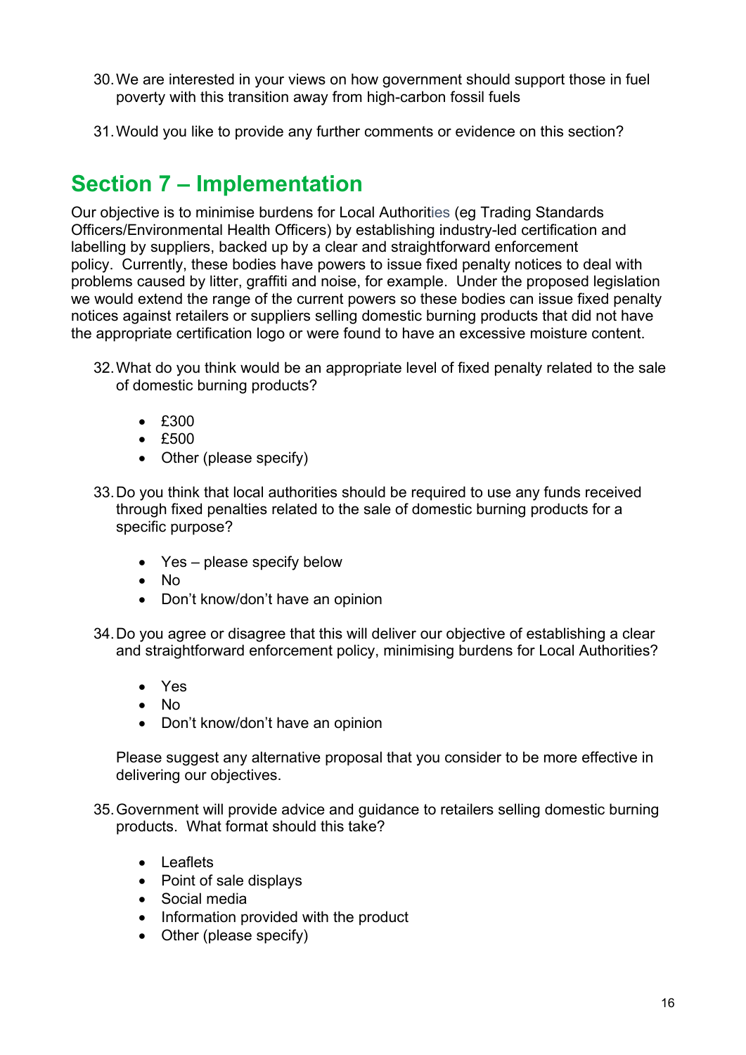30. We are interested in your views on how government should support those in fuel poverty with this transition away from high-carbon fossil fuels

31. Would you like to provide any further comments or evidence on this section?

## Section 7 – Implementation

Our objective is to minimise burdens for Local Authorities (eg Trading Standards Officers/Environmental Health Officers) by establishing industry-led certification and labelling by suppliers, backed up by a clear and straightforward enforcement policy. Currently, these bodies have powers to issue fixed penalty notices to deal with problems caused by litter, graffiti and noise, for example. Under the proposed legislation we would extend the range of the current powers so these bodies can issue fixed penalty notices against retailers or suppliers selling domestic burning products that did not have the appropriate certification logo or were found to have an excessive moisture content.

32. What do you think would be an appropriate level of fixed penalty related to the sale of domestic burning products?

    - £300
    - £500
    - Other (please specify)

33. Do you think that local authorities should be required to use any funds received through fixed penalties related to the sale of domestic burning products for a specific purpose?

    - Yes – please specify below
    - No
    - Don't know/don't have an opinion

34. Do you agree or disagree that this will deliver our objective of establishing a clear and straightforward enforcement policy, minimising burdens for Local Authorities?

    - Yes
    - No
    - Don't know/don't have an opinion

    Please suggest any alternative proposal that you consider to be more effective in delivering our objectives.

35. Government will provide advice and guidance to retailers selling domestic burning products. What format should this take?

    - Leaflets
    - Point of sale displays
    - Social media
    - Information provided with the product
    - Other (please specify)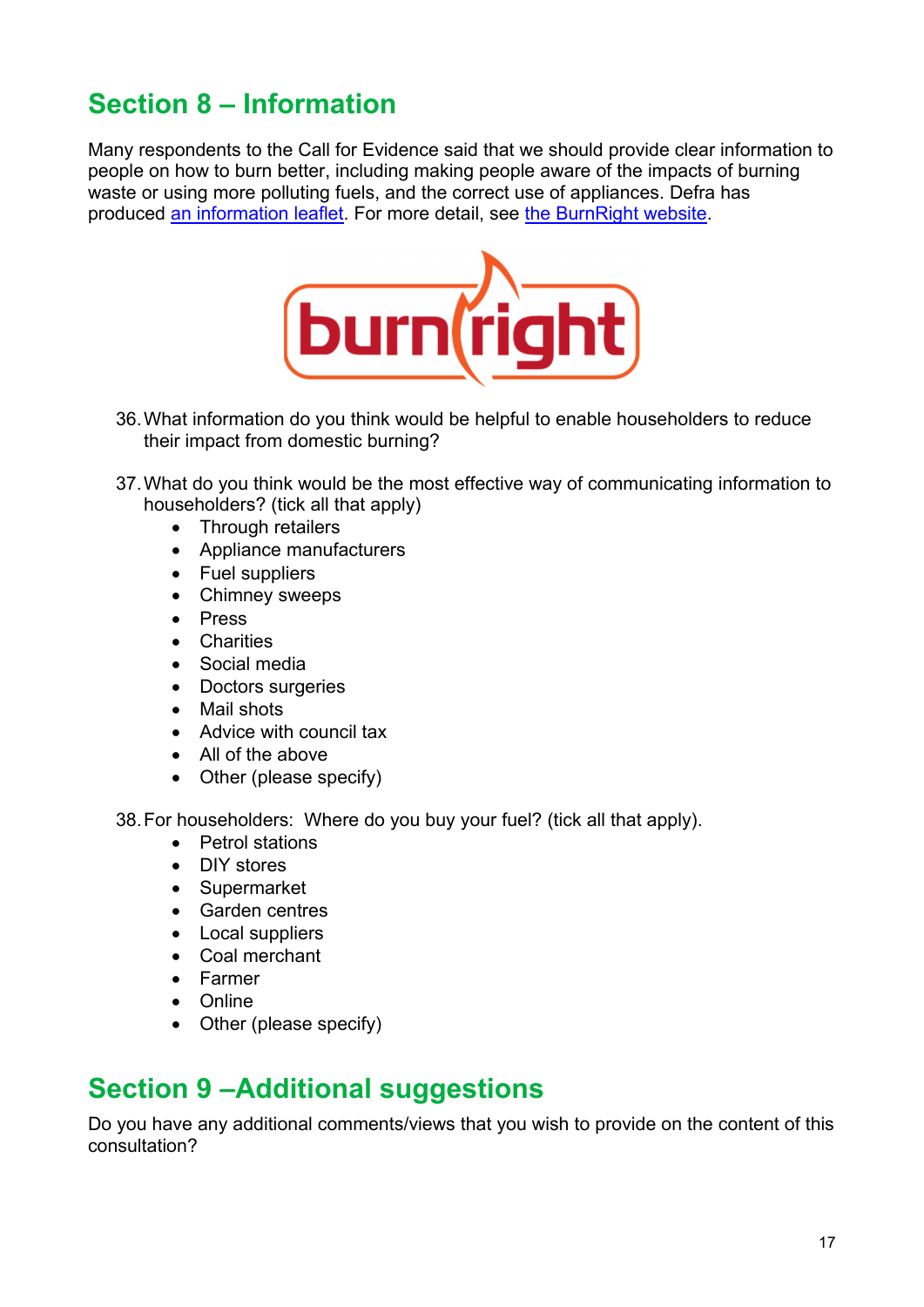## Section 8 – Information

Many respondents to the Call for Evidence said that we should provide clear information to people on how to burn better, including making people aware of the impacts of burning waste or using more polluting fuels, and the correct use of appliances. Defra has produced an information leaflet. For more detail, see the BurnRight website.

36. What information do you think would be helpful to enable householders to reduce their impact from domestic burning?

37. What do you think would be the most effective way of communicating information to householders? (tick all that apply)
    - Through retailers
    - Appliance manufacturers
    - Fuel suppliers
    - Chimney sweeps
    - Press
    - Charities
    - Social media
    - Doctors surgeries
    - Mail shots
    - Advice with council tax
    - All of the above
    - Other (please specify)

38. For householders: Where do you buy your fuel? (tick all that apply).
    - Petrol stations
    - DIY stores
    - Supermarket
    - Garden centres
    - Local suppliers
    - Coal merchant
    - Farmer
    - Online
    - Other (please specify)

## Section 9 –Additional suggestions

Do you have any additional comments/views that you wish to provide on the content of this consultation?